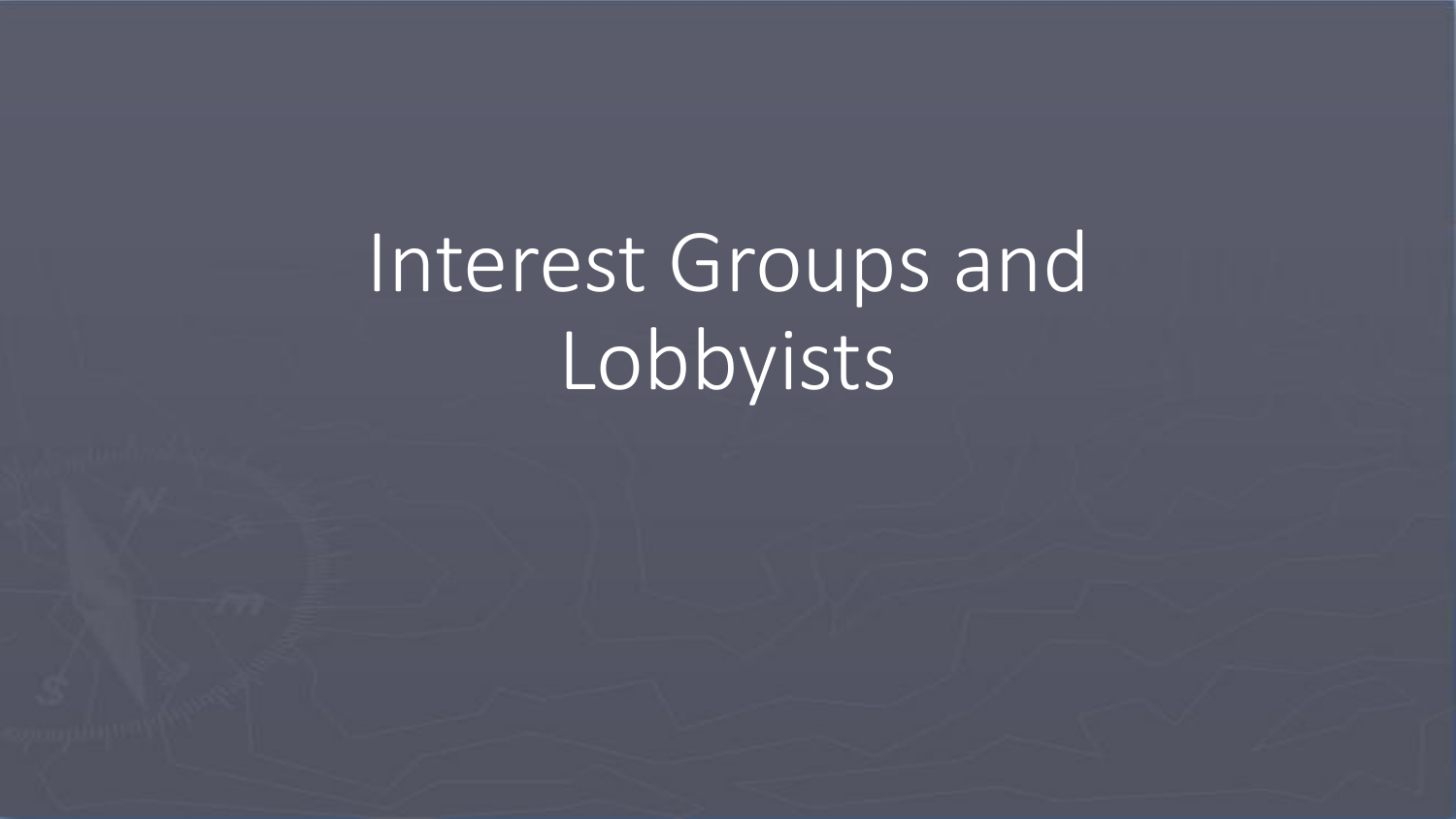# Interest Groups and Lobbyists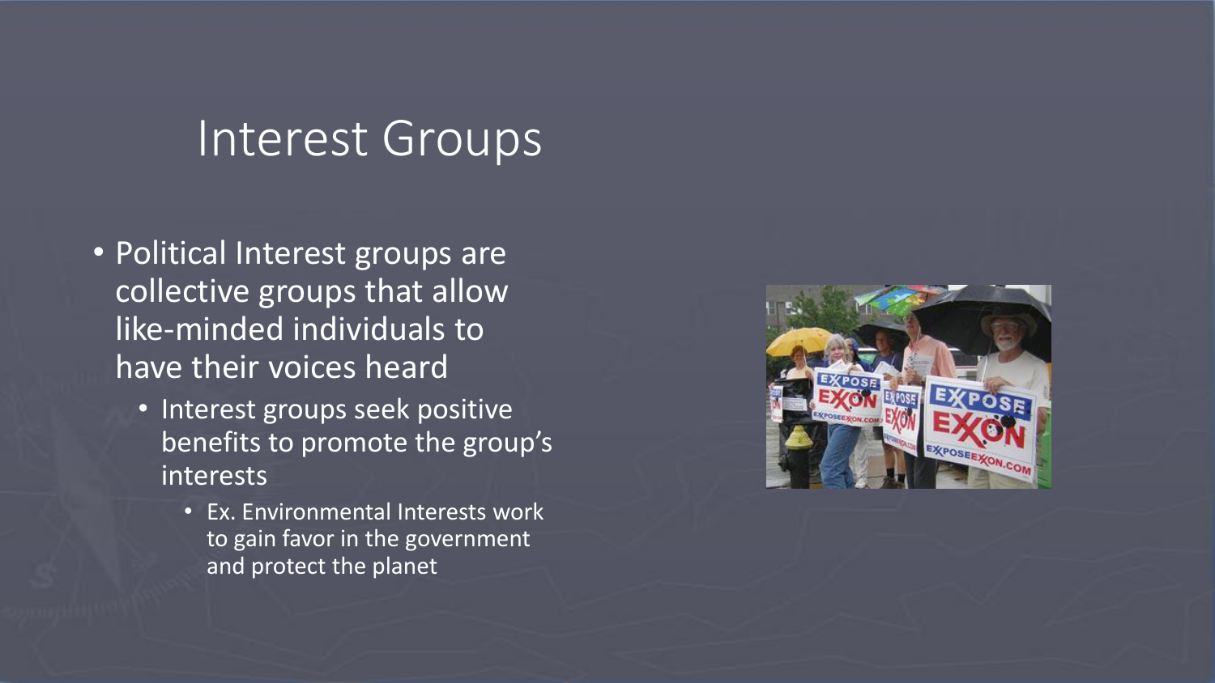# Interest Groups

- Political Interest groups are collective groups that allow like-minded individuals to have their voices heard
  - Interest groups seek positive benefits to promote the group's interests
    - Ex. Environmental Interests work to gain favor in the government and protect the planet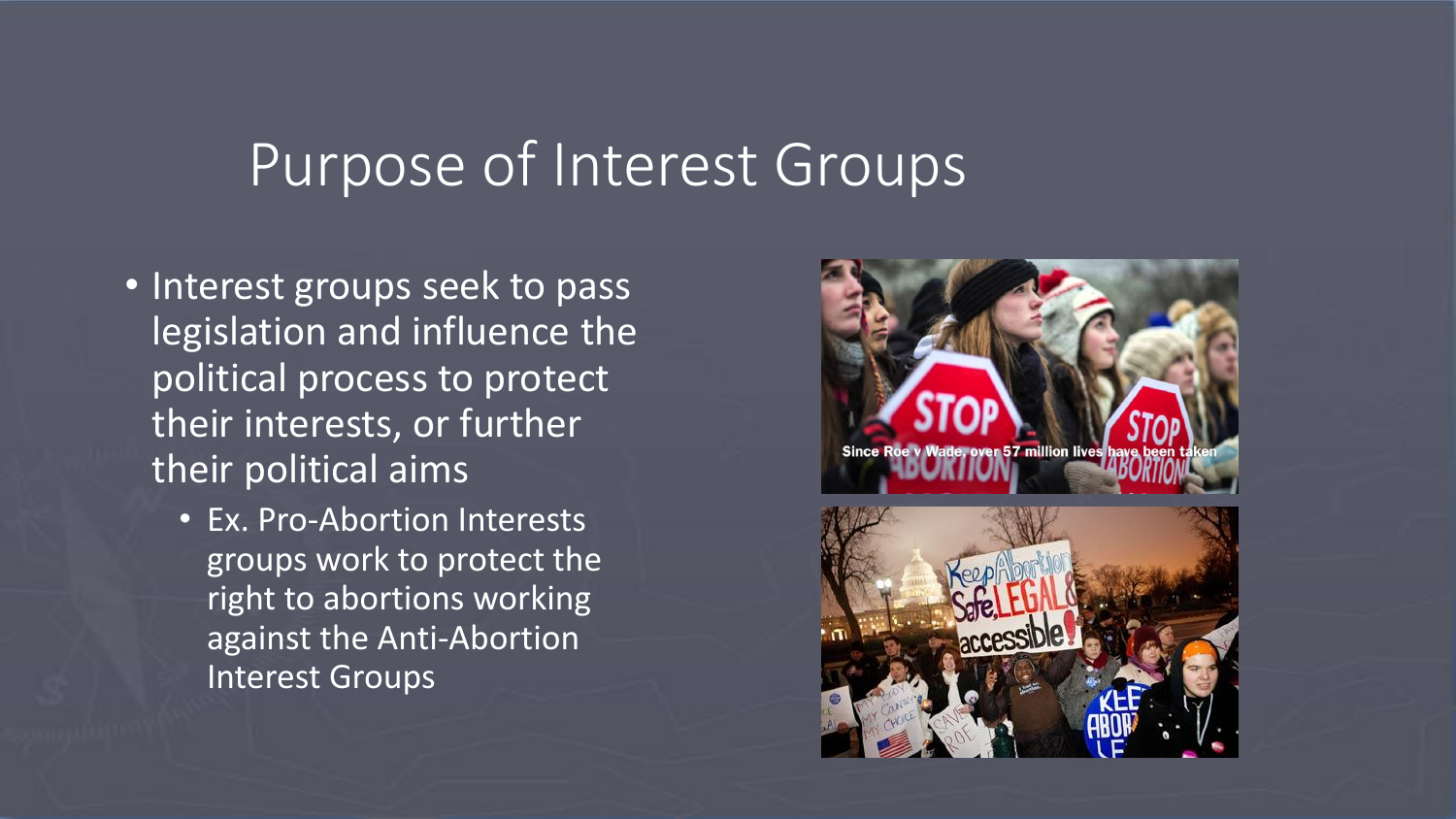# Purpose of Interest Groups

- Interest groups seek to pass legislation and influence the political process to protect their interests, or further their political aims
  - Ex. Pro-Abortion Interests groups work to protect the right to abortions working against the Anti-Abortion Interest Groups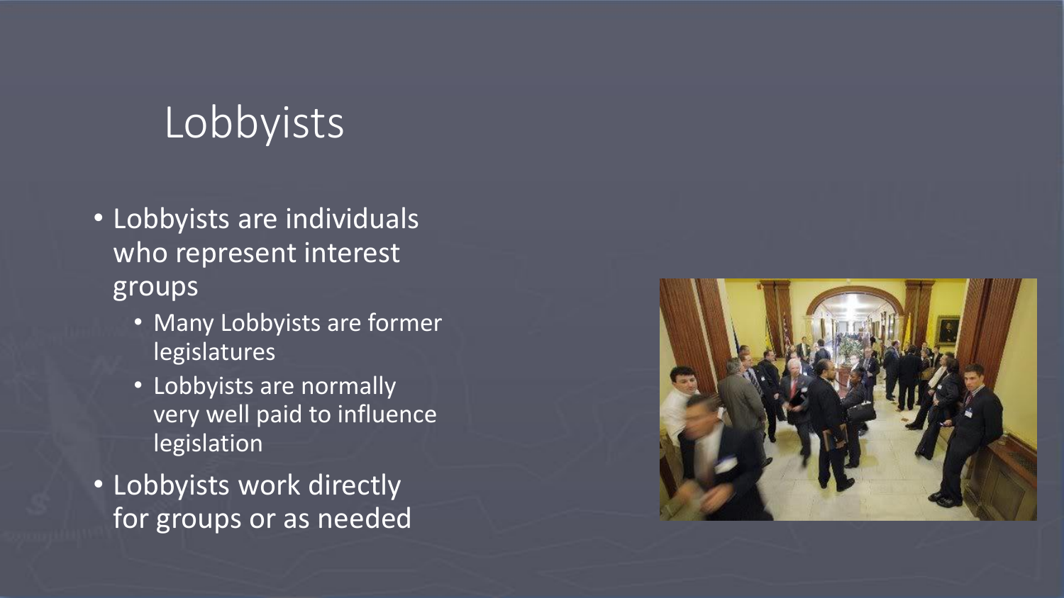# Lobbyists

- Lobbyists are individuals who represent interest groups
  - Many Lobbyists are former legislatures
  - Lobbyists are normally very well paid to influence legislation
- Lobbyists work directly for groups or as needed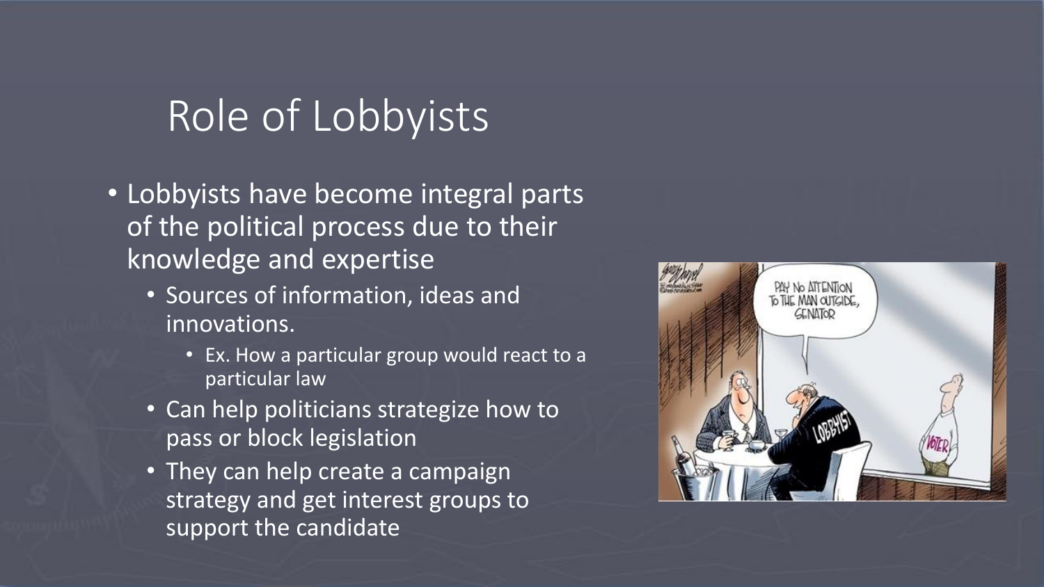# Role of Lobbyists

- Lobbyists have become integral parts of the political process due to their knowledge and expertise
  - Sources of information, ideas and innovations.
    - Ex. How a particular group would react to a particular law
  - Can help politicians strategize how to pass or block legislation
  - They can help create a campaign strategy and get interest groups to support the candidate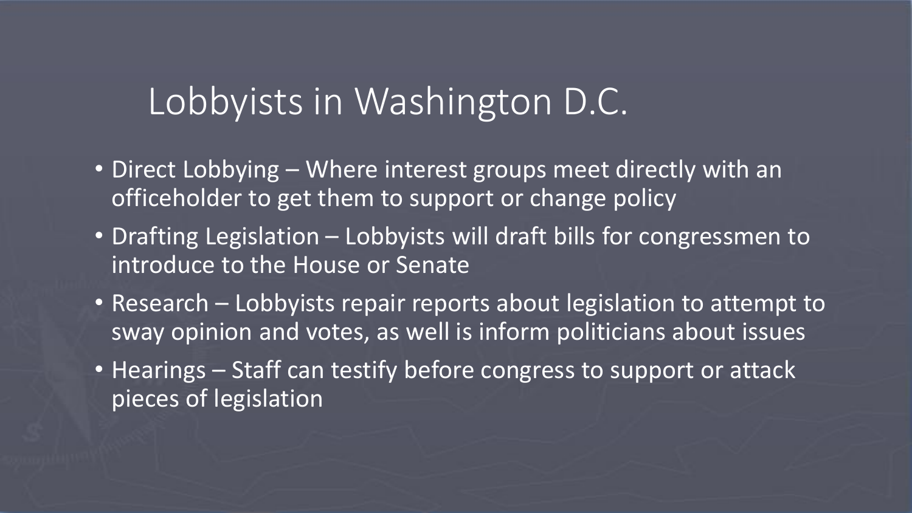# Lobbyists in Washington D.C.

- Direct Lobbying – Where interest groups meet directly with an officeholder to get them to support or change policy
- Drafting Legislation – Lobbyists will draft bills for congressmen to introduce to the House or Senate
- Research – Lobbyists repair reports about legislation to attempt to sway opinion and votes, as well is inform politicians about issues
- Hearings – Staff can testify before congress to support or attack pieces of legislation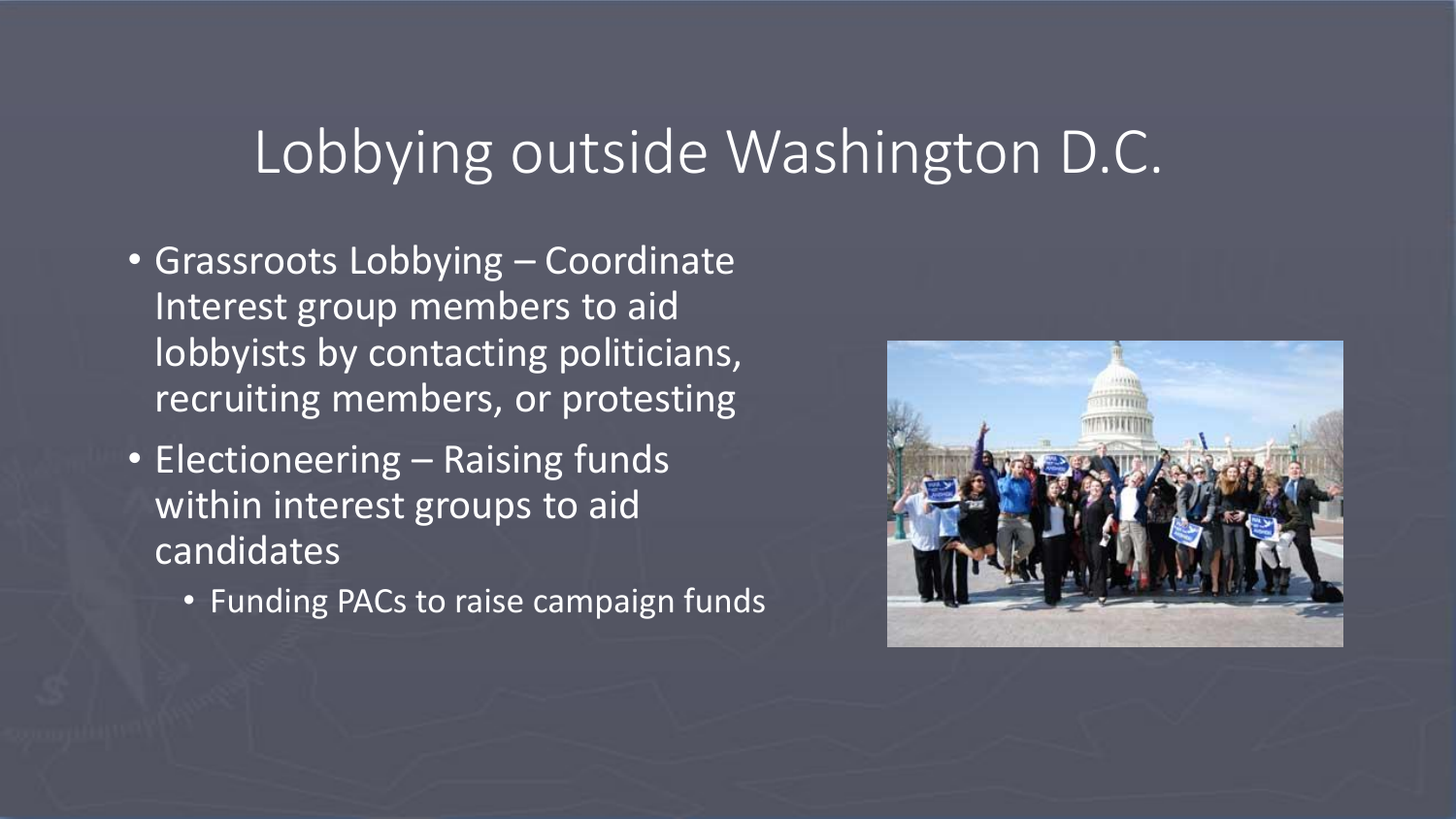# Lobbying outside Washington D.C.

- Grassroots Lobbying – Coordinate Interest group members to aid lobbyists by contacting politicians, recruiting members, or protesting
- Electioneering – Raising funds within interest groups to aid candidates
  - Funding PACs to raise campaign funds